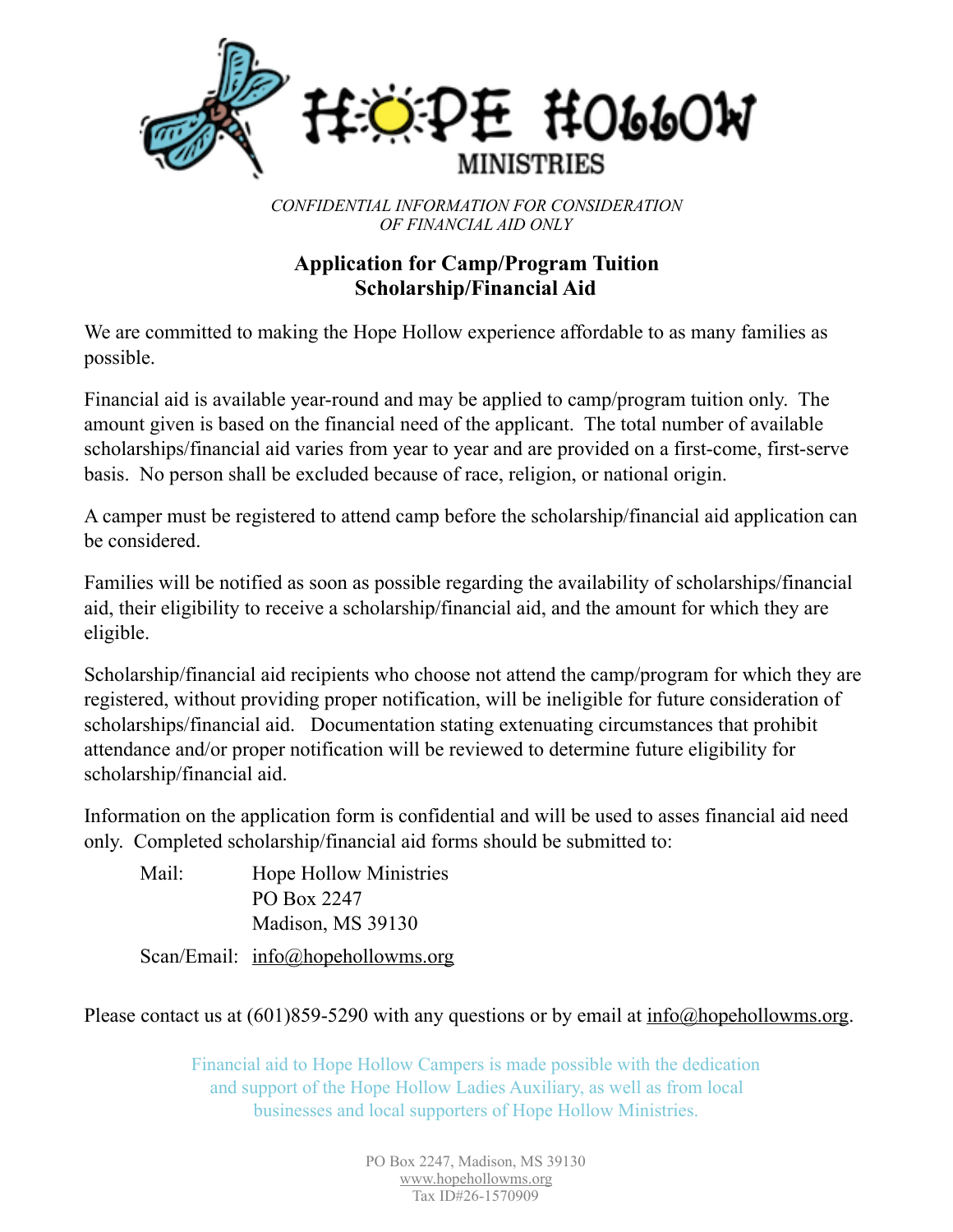# HOPE HOLLOW MINISTRIES

*CONFIDENTIAL INFORMATION FOR CONSIDERATION OF FINANCIAL AID ONLY*

## Application for Camp/Program Tuition Scholarship/Financial Aid

We are committed to making the Hope Hollow experience affordable to as many families as possible.

Financial aid is available year-round and may be applied to camp/program tuition only. The amount given is based on the financial need of the applicant. The total number of available scholarships/financial aid varies from year to year and are provided on a first-come, first-serve basis. No person shall be excluded because of race, religion, or national origin.

A camper must be registered to attend camp before the scholarship/financial aid application can be considered.

Families will be notified as soon as possible regarding the availability of scholarships/financial aid, their eligibility to receive a scholarship/financial aid, and the amount for which they are eligible.

Scholarship/financial aid recipients who choose not attend the camp/program for which they are registered, without providing proper notification, will be ineligible for future consideration of scholarships/financial aid. Documentation stating extenuating circumstances that prohibit attendance and/or proper notification will be reviewed to determine future eligibility for scholarship/financial aid.

Information on the application form is confidential and will be used to asses financial aid need only. Completed scholarship/financial aid forms should be submitted to:

Mail: Hope Hollow Ministries
PO Box 2247
Madison, MS 39130

Scan/Email: info@hopehollowms.org

Please contact us at (601)859-5290 with any questions or by email at info@hopehollowms.org.

Financial aid to Hope Hollow Campers is made possible with the dedication and support of the Hope Hollow Ladies Auxiliary, as well as from local businesses and local supporters of Hope Hollow Ministries.

PO Box 2247, Madison, MS 39130
www.hopehollowms.org
Tax ID#26-1570909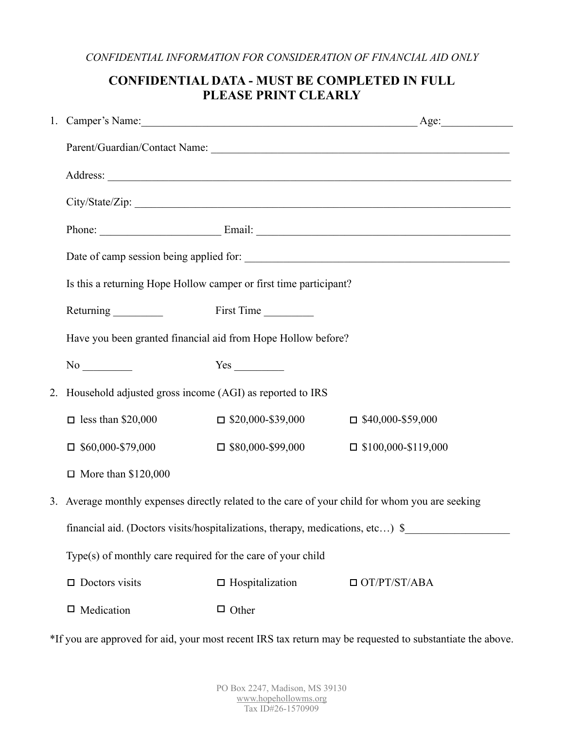*CONFIDENTIAL INFORMATION FOR CONSIDERATION OF FINANCIAL AID ONLY*

**CONFIDENTIAL DATA - MUST BE COMPLETED IN FULL**
**PLEASE PRINT CLEARLY**

1. Camper's Name:\_\_\_\_\_\_\_\_\_\_\_\_\_\_\_\_\_\_\_\_\_\_\_\_\_\_\_\_\_\_\_\_\_\_\_\_\_\_\_\_\_\_\_\_\_\_\_\_ Age:\_\_\_\_\_\_\_\_\_\_\_\_

   Parent/Guardian/Contact Name: \_\_\_\_\_\_\_\_\_\_\_\_\_\_\_\_\_\_\_\_\_\_\_\_\_\_\_\_\_\_\_\_\_\_\_\_\_\_\_\_\_\_\_\_\_\_\_\_\_\_\_

   Address: \_\_\_\_\_\_\_\_\_\_\_\_\_\_\_\_\_\_\_\_\_\_\_\_\_\_\_\_\_\_\_\_\_\_\_\_\_\_\_\_\_\_\_\_\_\_\_\_\_\_\_\_\_\_\_\_\_\_\_\_\_\_\_\_\_\_\_\_\_\_

   City/State/Zip: \_\_\_\_\_\_\_\_\_\_\_\_\_\_\_\_\_\_\_\_\_\_\_\_\_\_\_\_\_\_\_\_\_\_\_\_\_\_\_\_\_\_\_\_\_\_\_\_\_\_\_\_\_\_\_\_\_\_\_\_\_\_\_\_\_

   Phone: \_\_\_\_\_\_\_\_\_\_\_\_\_\_\_\_\_\_\_\_\_\_ Email: \_\_\_\_\_\_\_\_\_\_\_\_\_\_\_\_\_\_\_\_\_\_\_\_\_\_\_\_\_\_\_\_\_\_\_\_\_\_\_\_\_\_\_\_\_

   Date of camp session being applied for: \_\_\_\_\_\_\_\_\_\_\_\_\_\_\_\_\_\_\_\_\_\_\_\_\_\_\_\_\_\_\_\_\_\_\_\_\_\_\_\_\_\_\_\_\_\_

   Is this a returning Hope Hollow camper or first time participant?

   Returning \_\_\_\_\_\_\_\_\_ First Time \_\_\_\_\_\_\_\_\_

   Have you been granted financial aid from Hope Hollow before?

   No \_\_\_\_\_\_\_\_\_ Yes \_\_\_\_\_\_\_\_\_

2. Household adjusted gross income (AGI) as reported to IRS

   ☐ less than $20,000 ☐ $20,000-$39,000 ☐ $40,000-$59,000

   ☐ $60,000-$79,000 ☐ $80,000-$99,000 ☐ $100,000-$119,000

   ☐ More than $120,000

3. Average monthly expenses directly related to the care of your child for whom you are seeking financial aid. (Doctors visits/hospitalizations, therapy, medications, etc…) $\_\_\_\_\_\_\_\_\_\_\_\_\_\_\_\_\_\_

   Type(s) of monthly care required for the care of your child

   ☐ Doctors visits ☐ Hospitalization ☐ OT/PT/ST/ABA

   ☐ Medication ☐ Other

*If you are approved for aid, your most recent IRS tax return may be requested to substantiate the above.

PO Box 2247, Madison, MS 39130
www.hopehollowms.org
Tax ID#26-1570909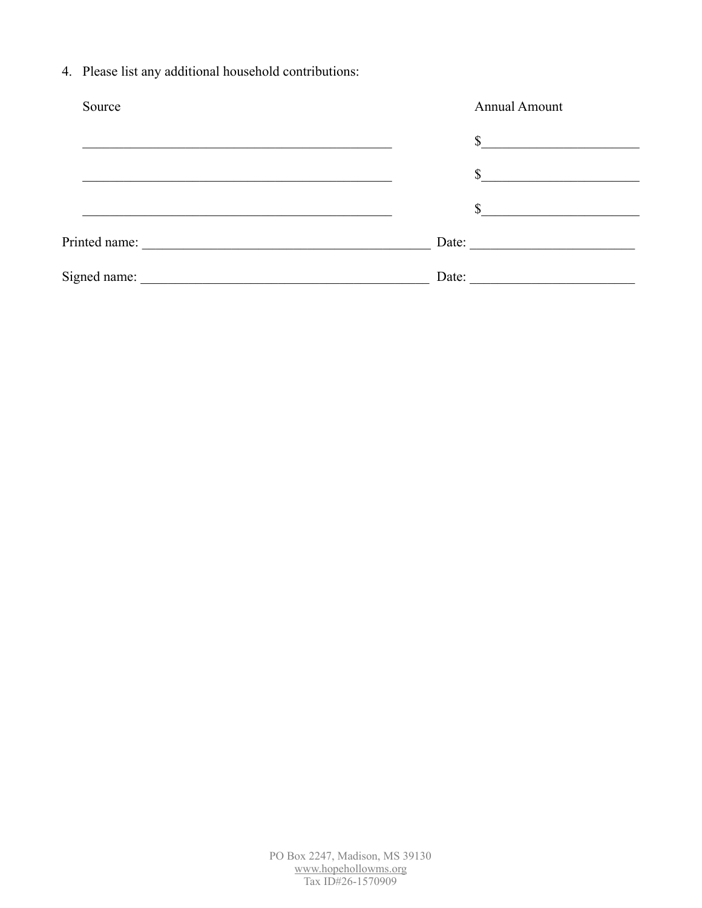4. Please list any additional household contributions:

| Source | Annual Amount |
| --- | --- |
| ______________________________________________ | $______________________ |
| ______________________________________________ | $______________________ |
| ______________________________________________ | $______________________ |

Printed name: __________________________________________ Date: ________________________

Signed name: __________________________________________ Date: ________________________

PO Box 2247, Madison, MS 39130
www.hopehollowms.org
Tax ID#26-1570909